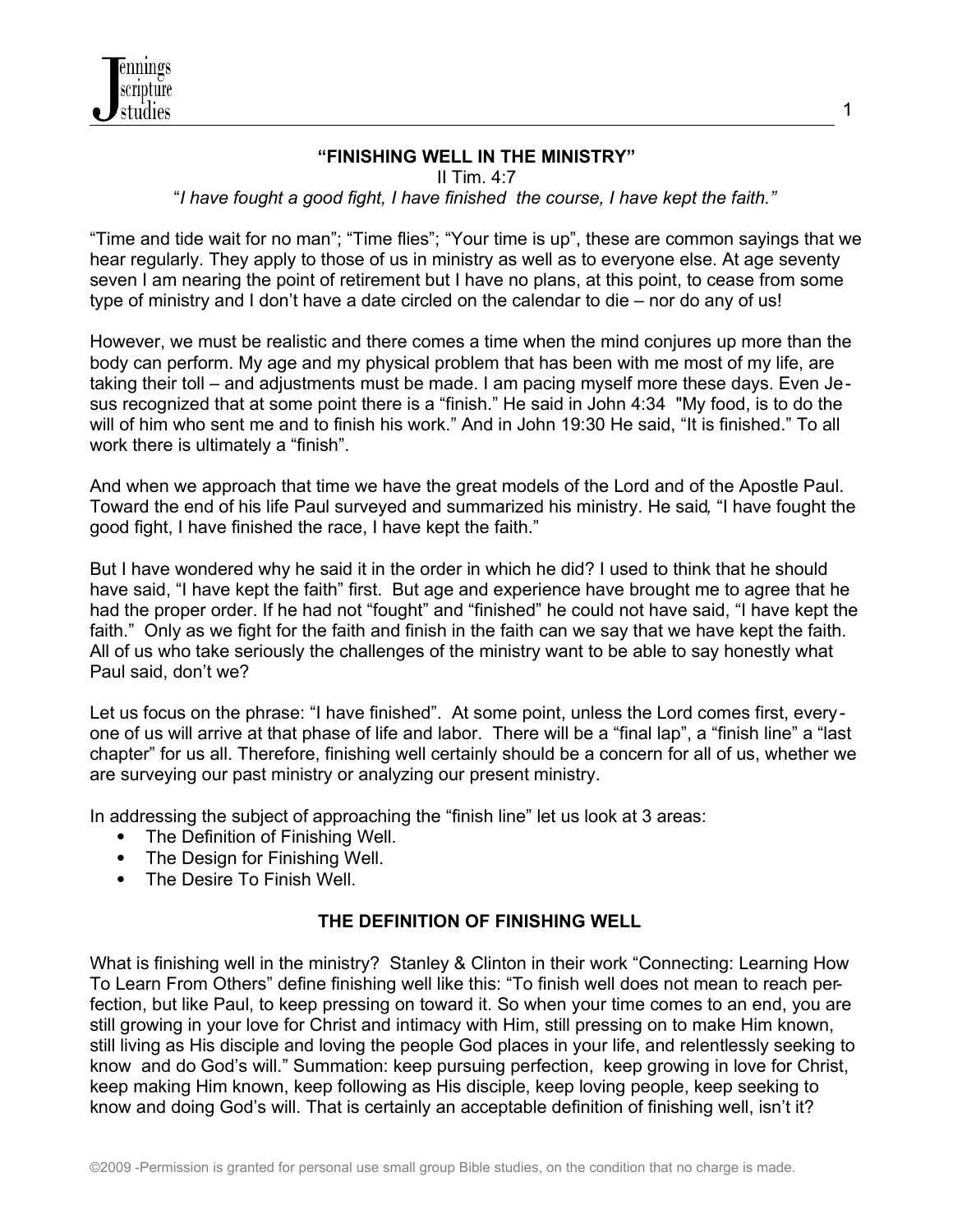## "FINISHING WELL IN THE MINISTRY"

II Tim. 4:7

"*I have fought a good fight, I have finished the course, I have kept the faith.*"

"Time and tide wait for no man"; "Time flies"; "Your time is up", these are common sayings that we hear regularly. They apply to those of us in ministry as well as to everyone else. At age seventy seven I am nearing the point of retirement but I have no plans, at this point, to cease from some type of ministry and I don't have a date circled on the calendar to die – nor do any of us!

However, we must be realistic and there comes a time when the mind conjures up more than the body can perform. My age and my physical problem that has been with me most of my life, are taking their toll – and adjustments must be made. I am pacing myself more these days. Even Jesus recognized that at some point there is a "finish." He said in John 4:34 "My food, is to do the will of him who sent me and to finish his work." And in John 19:30 He said, "It is finished." To all work there is ultimately a "finish".

And when we approach that time we have the great models of the Lord and of the Apostle Paul. Toward the end of his life Paul surveyed and summarized his ministry. He said, "I have fought the good fight, I have finished the race, I have kept the faith."

But I have wondered why he said it in the order in which he did? I used to think that he should have said, "I have kept the faith" first. But age and experience have brought me to agree that he had the proper order. If he had not "fought" and "finished" he could not have said, "I have kept the faith." Only as we fight for the faith and finish in the faith can we say that we have kept the faith. All of us who take seriously the challenges of the ministry want to be able to say honestly what Paul said, don't we?

Let us focus on the phrase: "I have finished". At some point, unless the Lord comes first, everyone of us will arrive at that phase of life and labor. There will be a "final lap", a "finish line" a "last chapter" for us all. Therefore, finishing well certainly should be a concern for all of us, whether we are surveying our past ministry or analyzing our present ministry.

In addressing the subject of approaching the "finish line" let us look at 3 areas:

- The Definition of Finishing Well.
- The Design for Finishing Well.
- The Desire To Finish Well.

### THE DEFINITION OF FINISHING WELL

What is finishing well in the ministry? Stanley & Clinton in their work "Connecting: Learning How To Learn From Others" define finishing well like this: "To finish well does not mean to reach perfection, but like Paul, to keep pressing on toward it. So when your time comes to an end, you are still growing in your love for Christ and intimacy with Him, still pressing on to make Him known, still living as His disciple and loving the people God places in your life, and relentlessly seeking to know and do God's will." Summation: keep pursuing perfection, keep growing in love for Christ, keep making Him known, keep following as His disciple, keep loving people, keep seeking to know and doing God's will. That is certainly an acceptable definition of finishing well, isn't it?

©2009 -Permission is granted for personal use small group Bible studies, on the condition that no charge is made.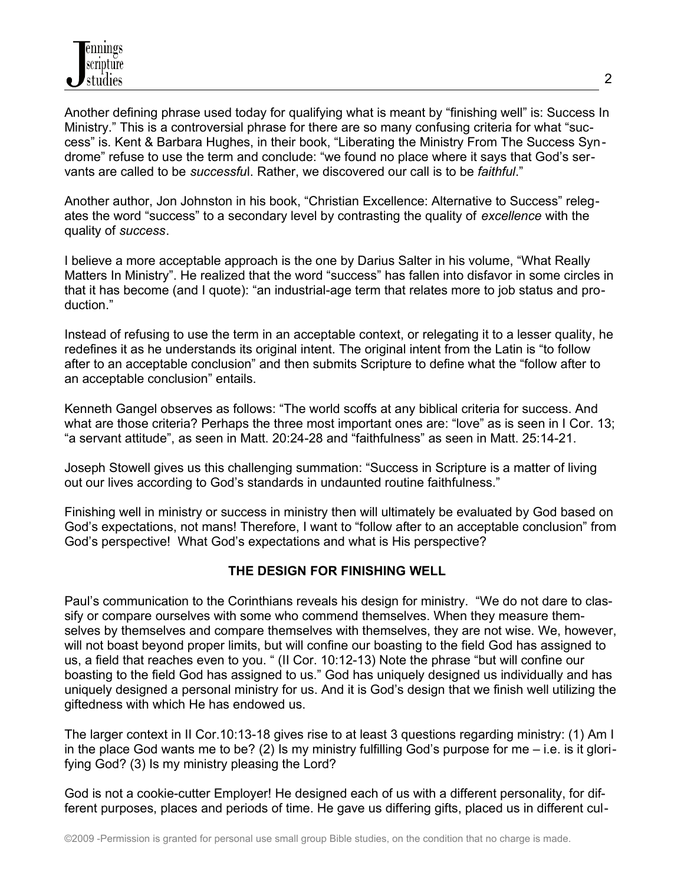Another defining phrase used today for qualifying what is meant by "finishing well" is: Success In Ministry." This is a controversial phrase for there are so many confusing criteria for what "success" is. Kent & Barbara Hughes, in their book, "Liberating the Ministry From The Success Syndrome" refuse to use the term and conclude: "we found no place where it says that God's servants are called to be *successful*. Rather, we discovered our call is to be *faithful*."

Another author, Jon Johnston in his book, "Christian Excellence: Alternative to Success" relegates the word "success" to a secondary level by contrasting the quality of *excellence* with the quality of *success*.

I believe a more acceptable approach is the one by Darius Salter in his volume, "What Really Matters In Ministry". He realized that the word "success" has fallen into disfavor in some circles in that it has become (and I quote): "an industrial-age term that relates more to job status and production."

Instead of refusing to use the term in an acceptable context, or relegating it to a lesser quality, he redefines it as he understands its original intent. The original intent from the Latin is "to follow after to an acceptable conclusion" and then submits Scripture to define what the "follow after to an acceptable conclusion" entails.

Kenneth Gangel observes as follows: "The world scoffs at any biblical criteria for success. And what are those criteria? Perhaps the three most important ones are: "love" as is seen in I Cor. 13; "a servant attitude", as seen in Matt. 20:24-28 and "faithfulness" as seen in Matt. 25:14-21.

Joseph Stowell gives us this challenging summation: "Success in Scripture is a matter of living out our lives according to God's standards in undaunted routine faithfulness."

Finishing well in ministry or success in ministry then will ultimately be evaluated by God based on God's expectations, not mans! Therefore, I want to "follow after to an acceptable conclusion" from God's perspective! What God's expectations and what is His perspective?

**THE DESIGN FOR FINISHING WELL**

Paul's communication to the Corinthians reveals his design for ministry. "We do not dare to classify or compare ourselves with some who commend themselves. When they measure themselves by themselves and compare themselves with themselves, they are not wise. We, however, will not boast beyond proper limits, but will confine our boasting to the field God has assigned to us, a field that reaches even to you. " (II Cor. 10:12-13) Note the phrase "but will confine our boasting to the field God has assigned to us." God has uniquely designed us individually and has uniquely designed a personal ministry for us. And it is God's design that we finish well utilizing the giftedness with which He has endowed us.

The larger context in II Cor.10:13-18 gives rise to at least 3 questions regarding ministry: (1) Am I in the place God wants me to be? (2) Is my ministry fulfilling God's purpose for me – i.e. is it glorifying God? (3) Is my ministry pleasing the Lord?

God is not a cookie-cutter Employer! He designed each of us with a different personality, for different purposes, places and periods of time. He gave us differing gifts, placed us in different cul-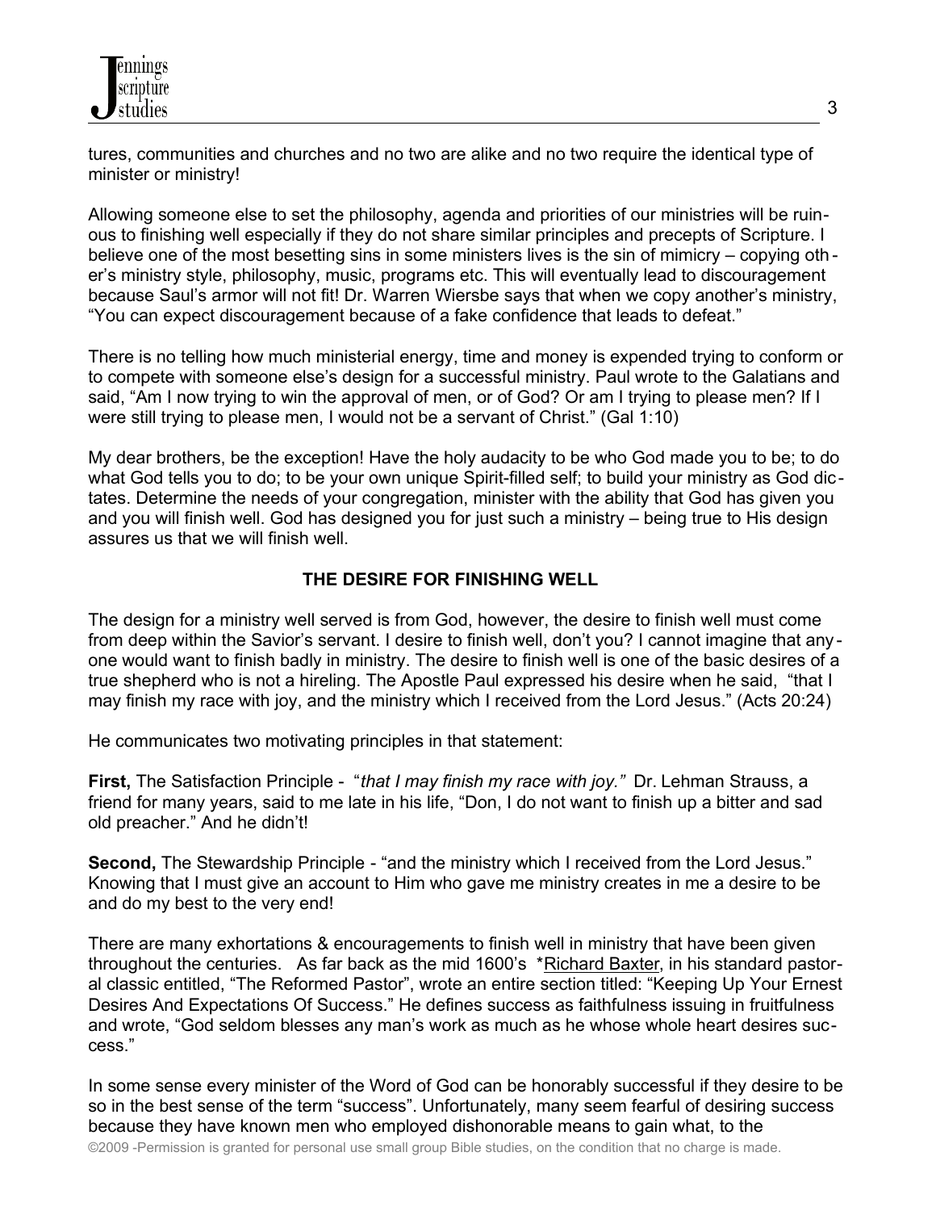tures, communities and churches and no two are alike and no two require the identical type of minister or ministry!

Allowing someone else to set the philosophy, agenda and priorities of our ministries will be ruinous to finishing well especially if they do not share similar principles and precepts of Scripture. I believe one of the most besetting sins in some ministers lives is the sin of mimicry – copying other's ministry style, philosophy, music, programs etc. This will eventually lead to discouragement because Saul's armor will not fit! Dr. Warren Wiersbe says that when we copy another's ministry, "You can expect discouragement because of a fake confidence that leads to defeat."

There is no telling how much ministerial energy, time and money is expended trying to conform or to compete with someone else's design for a successful ministry. Paul wrote to the Galatians and said, "Am I now trying to win the approval of men, or of God? Or am I trying to please men? If I were still trying to please men, I would not be a servant of Christ." (Gal 1:10)

My dear brothers, be the exception! Have the holy audacity to be who God made you to be; to do what God tells you to do; to be your own unique Spirit-filled self; to build your ministry as God dictates. Determine the needs of your congregation, minister with the ability that God has given you and you will finish well. God has designed you for just such a ministry – being true to His design assures us that we will finish well.

## THE DESIRE FOR FINISHING WELL

The design for a ministry well served is from God, however, the desire to finish well must come from deep within the Savior's servant. I desire to finish well, don't you? I cannot imagine that anyone would want to finish badly in ministry. The desire to finish well is one of the basic desires of a true shepherd who is not a hireling. The Apostle Paul expressed his desire when he said, "that I may finish my race with joy, and the ministry which I received from the Lord Jesus." (Acts 20:24)

He communicates two motivating principles in that statement:

**First,** The Satisfaction Principle - "*that I may finish my race with joy."* Dr. Lehman Strauss, a friend for many years, said to me late in his life, "Don, I do not want to finish up a bitter and sad old preacher." And he didn't!

**Second,** The Stewardship Principle - "and the ministry which I received from the Lord Jesus." Knowing that I must give an account to Him who gave me ministry creates in me a desire to be and do my best to the very end!

There are many exhortations & encouragements to finish well in ministry that have been given throughout the centuries. As far back as the mid 1600's *Richard Baxter, in his standard pastoral classic entitled, "The Reformed Pastor", wrote an entire section titled: "Keeping Up Your Ernest Desires And Expectations Of Success." He defines success as faithfulness issuing in fruitfulness and wrote, "God seldom blesses any man's work as much as he whose whole heart desires success."

In some sense every minister of the Word of God can be honorably successful if they desire to be so in the best sense of the term "success". Unfortunately, many seem fearful of desiring success because they have known men who employed dishonorable means to gain what, to the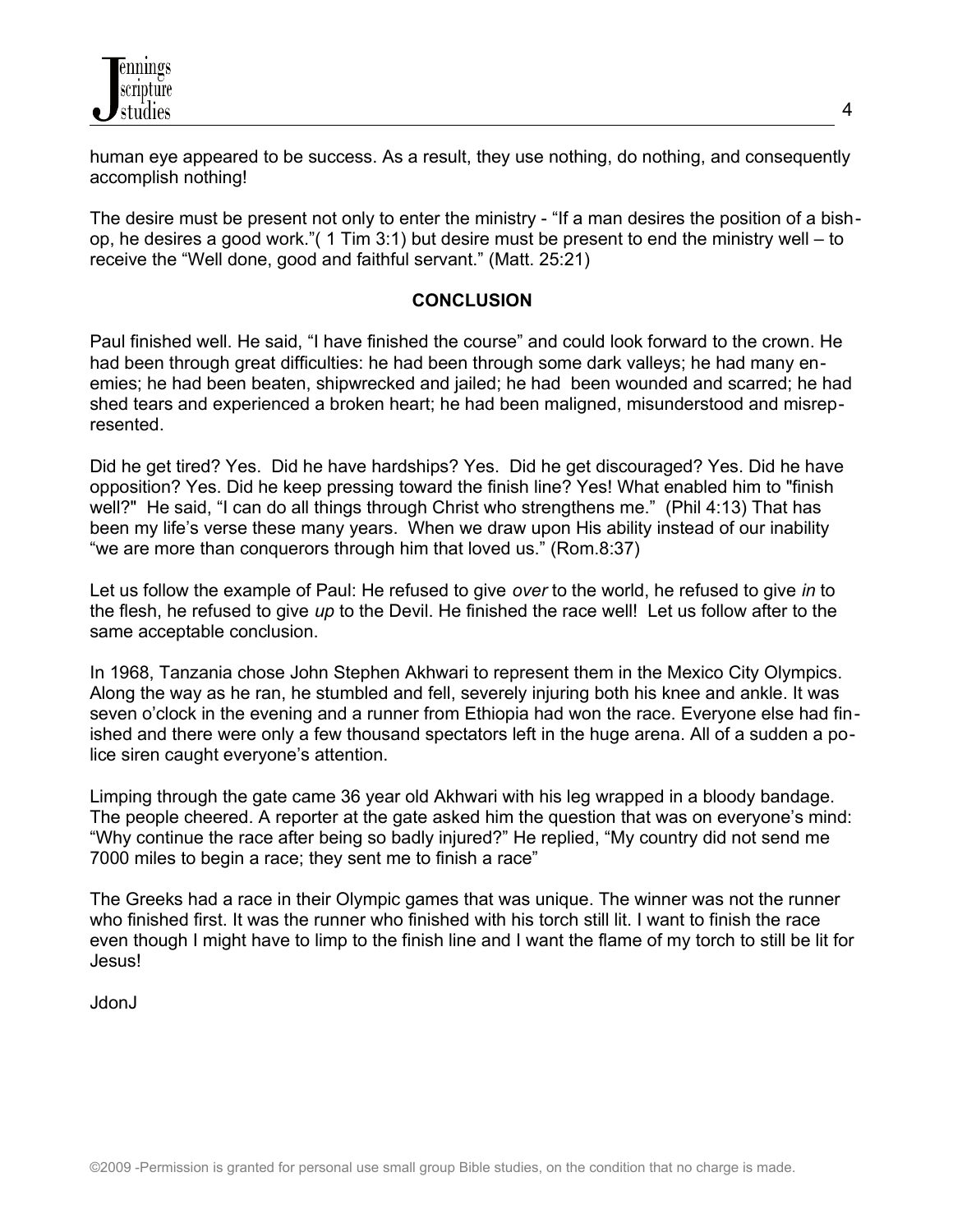human eye appeared to be success. As a result, they use nothing, do nothing, and consequently accomplish nothing!

The desire must be present not only to enter the ministry - “If a man desires the position of a bishop, he desires a good work.”( 1 Tim 3:1) but desire must be present to end the ministry well – to receive the “Well done, good and faithful servant.” (Matt. 25:21)

## CONCLUSION

Paul finished well. He said, “I have finished the course” and could look forward to the crown. He had been through great difficulties: he had been through some dark valleys; he had many enemies; he had been beaten, shipwrecked and jailed; he had been wounded and scarred; he had shed tears and experienced a broken heart; he had been maligned, misunderstood and misrepresented.

Did he get tired? Yes. Did he have hardships? Yes. Did he get discouraged? Yes. Did he have opposition? Yes. Did he keep pressing toward the finish line? Yes! What enabled him to "finish well?" He said, “I can do all things through Christ who strengthens me.” (Phil 4:13) That has been my life’s verse these many years. When we draw upon His ability instead of our inability “we are more than conquerors through him that loved us.” (Rom.8:37)

Let us follow the example of Paul: He refused to give *over* to the world, he refused to give *in* to the flesh, he refused to give *up* to the Devil. He finished the race well! Let us follow after to the same acceptable conclusion.

In 1968, Tanzania chose John Stephen Akhwari to represent them in the Mexico City Olympics. Along the way as he ran, he stumbled and fell, severely injuring both his knee and ankle. It was seven o’clock in the evening and a runner from Ethiopia had won the race. Everyone else had finished and there were only a few thousand spectators left in the huge arena. All of a sudden a police siren caught everyone’s attention.

Limping through the gate came 36 year old Akhwari with his leg wrapped in a bloody bandage. The people cheered. A reporter at the gate asked him the question that was on everyone’s mind: “Why continue the race after being so badly injured?” He replied, “My country did not send me 7000 miles to begin a race; they sent me to finish a race”

The Greeks had a race in their Olympic games that was unique. The winner was not the runner who finished first. It was the runner who finished with his torch still lit. I want to finish the race even though I might have to limp to the finish line and I want the flame of my torch to still be lit for Jesus!

JdonJ

©2009 -Permission is granted for personal use small group Bible studies, on the condition that no charge is made.